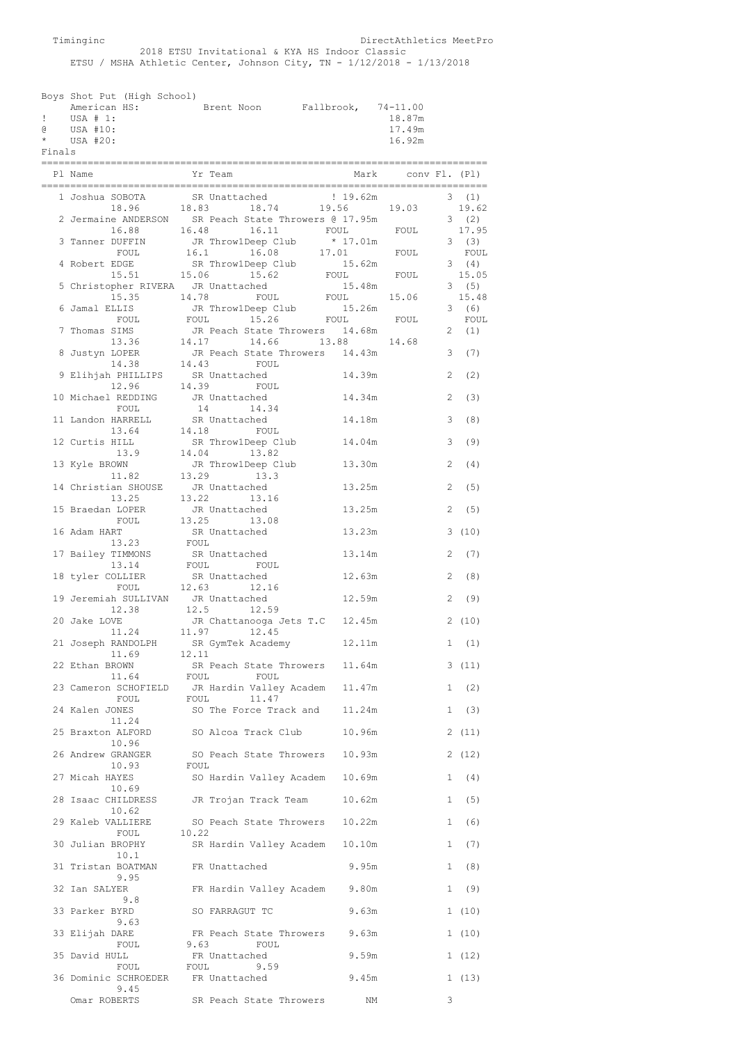Timinginc DirectAthletics MeetPro

2018 ETSU Invitational & KYA HS Indoor Classic

ETSU / MSHA Athletic Center, Johnson City, TN - 1/12/2018 - 1/13/2018

## Boys Shot Put (High School)

| | | | | |
|---|---|---|---|---|
| | American HS: | Brent Noon | Fallbrook, | 74-11.00 |
| ! | USA # 1: | | | 18.87m |
| @ | USA #10: | | | 17.49m |
| * | USA #20: | | | 16.92m |

Finals

| Pl | Name | Yr | Team | Mark | conv | Fl. | (Pl) |
|---|---|---|---|---|---|---|---|
| 1 | Joshua SOBOTA | SR | Unattached | ! 19.62m | | 3 | (1) |
| | 18.96 | 18.83 | 18.74 | 19.56 | 19.03 | 19.62 | |
| 2 | Jermaine ANDERSON | SR | Peach State Throwers | @ 17.95m | | 3 | (2) |
| | 16.88 | 16.48 | 16.11 | FOUL | FOUL | 17.95 | |
| 3 | Tanner DUFFIN | JR | Throw1Deep Club | * 17.01m | | 3 | (3) |
| | FOUL | 16.1 | 16.08 | 17.01 | FOUL | FOUL | |
| 4 | Robert EDGE | SR | Throw1Deep Club | 15.62m | | 3 | (4) |
| | 15.51 | 15.06 | 15.62 | FOUL | FOUL | 15.05 | |
| 5 | Christopher RIVERA | JR | Unattached | 15.48m | | 3 | (5) |
| | 15.35 | 14.78 | FOUL | FOUL | 15.06 | 15.48 | |
| 6 | Jamal ELLIS | JR | Throw1Deep Club | 15.26m | | 3 | (6) |
| | FOUL | FOUL | 15.26 | FOUL | FOUL | FOUL | |
| 7 | Thomas SIMS | JR | Peach State Throwers | 14.68m | | 2 | (1) |
| | 13.36 | 14.17 | 14.66 | 13.88 | 14.68 | | |
| 8 | Justyn LOPER | JR | Peach State Throwers | 14.43m | | 3 | (7) |
| | 14.38 | 14.43 | FOUL | | | | |
| 9 | Elihjah PHILLIPS | SR | Unattached | 14.39m | | 2 | (2) |
| | 12.96 | 14.39 | FOUL | | | | |
| 10 | Michael REDDING | JR | Unattached | 14.34m | | 2 | (3) |
| | FOUL | 14 | 14.34 | | | | |
| 11 | Landon HARRELL | SR | Unattached | 14.18m | | 3 | (8) |
| | 13.64 | 14.18 | FOUL | | | | |
| 12 | Curtis HILL | SR | Throw1Deep Club | 14.04m | | 3 | (9) |
| | 13.9 | 14.04 | 13.82 | | | | |
| 13 | Kyle BROWN | JR | Throw1Deep Club | 13.30m | | 2 | (4) |
| | 11.82 | 13.29 | 13.3 | | | | |
| 14 | Christian SHOUSE | JR | Unattached | 13.25m | | 2 | (5) |
| | 13.25 | 13.22 | 13.16 | | | | |
| 15 | Braedan LOPER | JR | Unattached | 13.25m | | 2 | (5) |
| | FOUL | 13.25 | 13.08 | | | | |
| 16 | Adam HART | SR | Unattached | 13.23m | | 3 | (10) |
| | 13.23 | FOUL | | | | | |
| 17 | Bailey TIMMONS | SR | Unattached | 13.14m | | 2 | (7) |
| | 13.14 | FOUL | FOUL | | | | |
| 18 | tyler COLLIER | SR | Unattached | 12.63m | | 2 | (8) |
| | FOUL | 12.63 | 12.16 | | | | |
| 19 | Jeremiah SULLIVAN | JR | Unattached | 12.59m | | 2 | (9) |
| | 12.38 | 12.5 | 12.59 | | | | |
| 20 | Jake LOVE | JR | Chattanooga Jets T.C | 12.45m | | 2 | (10) |
| | 11.24 | 11.97 | 12.45 | | | | |
| 21 | Joseph RANDOLPH | SR | GymTek Academy | 12.11m | | 1 | (1) |
| | 11.69 | 12.11 | | | | | |
| 22 | Ethan BROWN | SR | Peach State Throwers | 11.64m | | 3 | (11) |
| | 11.64 | FOUL | FOUL | | | | |
| 23 | Cameron SCHOFIELD | JR | Hardin Valley Academ | 11.47m | | 1 | (2) |
| | FOUL | FOUL | 11.47 | | | | |
| 24 | Kalen JONES | SO | The Force Track and | 11.24m | | 1 | (3) |
| | 11.24 | | | | | | |
| 25 | Braxton ALFORD | SO | Alcoa Track Club | 10.96m | | 2 | (11) |
| | 10.96 | | | | | | |
| 26 | Andrew GRANGER | SO | Peach State Throwers | 10.93m | | 2 | (12) |
| | 10.93 | FOUL | | | | | |
| 27 | Micah HAYES | SO | Hardin Valley Academ | 10.69m | | 1 | (4) |
| | 10.69 | | | | | | |
| 28 | Isaac CHILDRESS | JR | Trojan Track Team | 10.62m | | 1 | (5) |
| | 10.62 | | | | | | |
| 29 | Kaleb VALLIERE | SO | Peach State Throwers | 10.22m | | 1 | (6) |
| | FOUL | 10.22 | | | | | |
| 30 | Julian BROPHY | SR | Hardin Valley Academ | 10.10m | | 1 | (7) |
| | 10.1 | | | | | | |
| 31 | Tristan BOATMAN | FR | Unattached | 9.95m | | 1 | (8) |
| | 9.95 | | | | | | |
| 32 | Ian SALYER | FR | Hardin Valley Academ | 9.80m | | 1 | (9) |
| | 9.8 | | | | | | |
| 33 | Parker BYRD | SO | FARRAGUT TC | 9.63m | | 1 | (10) |
| | 9.63 | | | | | | |
| 33 | Elijah DARE | FR | Peach State Throwers | 9.63m | | 1 | (10) |
| | FOUL | 9.63 | FOUL | | | | |
| 35 | David HULL | FR | Unattached | 9.59m | | 1 | (12) |
| | FOUL | FOUL | 9.59 | | | | |
| 36 | Dominic SCHROEDER | FR | Unattached | 9.45m | | 1 | (13) |
| | 9.45 | | | | | | |
| | Omar ROBERTS | SR | Peach State Throwers | NM | | 3 | |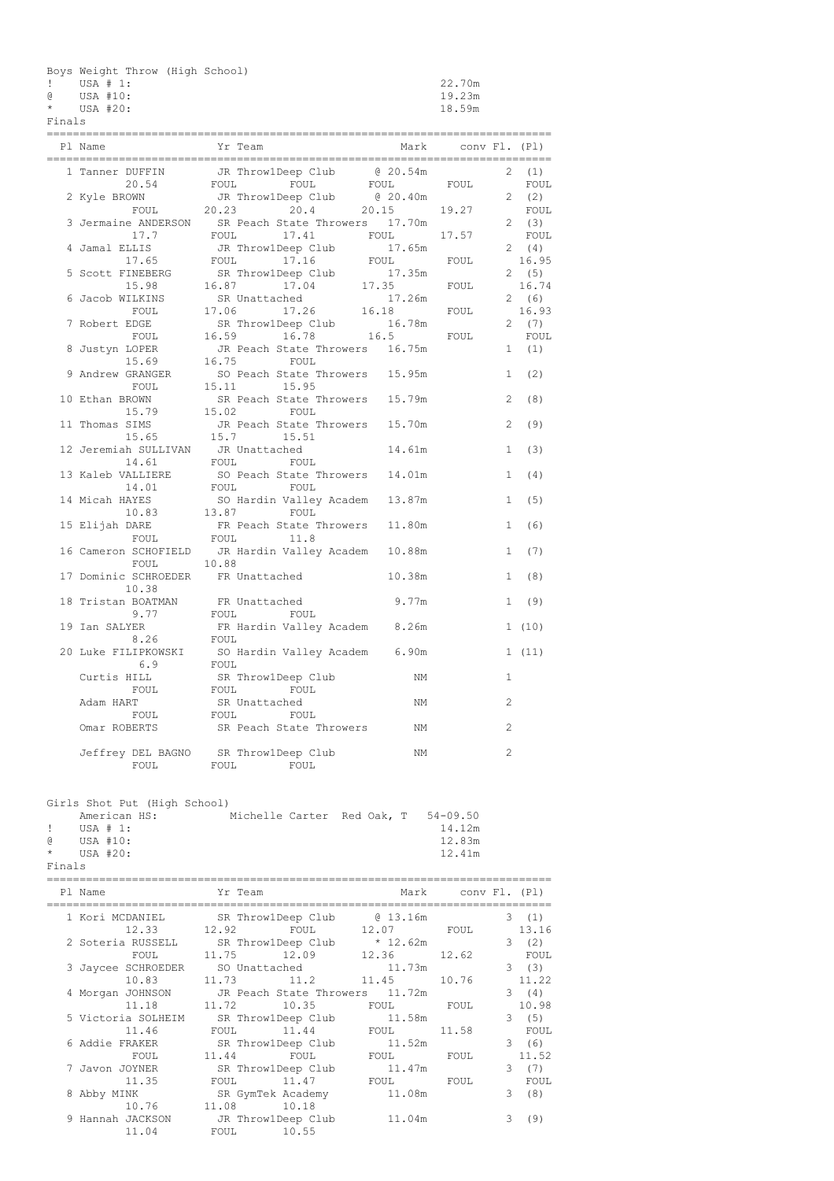Boys Weight Throw (High School)

| | | |
|---|---|---|
| ! | USA # 1: | 22.70m |
| @ | USA #10: | 19.23m |
| * | USA #20: | 18.59m |

Finals

| Pl | Name | Yr | Team | Mark | conv | Fl. | (Pl) |
|---|---|---|---|---|---|---|---|
| 1 | Tanner DUFFIN | JR | Throw1Deep Club | @ 20.54m | | 2 | (1) |
| | 20.54 FOUL FOUL FOUL FOUL FOUL | | | | | | |
| 2 | Kyle BROWN | JR | Throw1Deep Club | @ 20.40m | | 2 | (2) |
| | FOUL 20.23 20.4 20.15 19.27 FOUL | | | | | | |
| 3 | Jermaine ANDERSON | SR | Peach State Throwers | 17.70m | | 2 | (3) |
| | 17.7 FOUL 17.41 FOUL 17.57 FOUL | | | | | | |
| 4 | Jamal ELLIS | JR | Throw1Deep Club | 17.65m | | 2 | (4) |
| | 17.65 FOUL 17.16 FOUL FOUL 16.95 | | | | | | |
| 5 | Scott FINEBERG | SR | Throw1Deep Club | 17.35m | | 2 | (5) |
| | 15.98 16.87 17.04 17.35 FOUL 16.74 | | | | | | |
| 6 | Jacob WILKINS | SR | Unattached | 17.26m | | 2 | (6) |
| | FOUL 17.06 17.26 16.18 FOUL 16.93 | | | | | | |
| 7 | Robert EDGE | SR | Throw1Deep Club | 16.78m | | 2 | (7) |
| | FOUL 16.59 16.78 16.5 FOUL FOUL | | | | | | |
| 8 | Justyn LOPER | JR | Peach State Throwers | 16.75m | | 1 | (1) |
| | 15.69 16.75 FOUL | | | | | | |
| 9 | Andrew GRANGER | SO | Peach State Throwers | 15.95m | | 1 | (2) |
| | FOUL 15.11 15.95 | | | | | | |
| 10 | Ethan BROWN | SR | Peach State Throwers | 15.79m | | 2 | (8) |
| | 15.79 15.02 FOUL | | | | | | |
| 11 | Thomas SIMS | JR | Peach State Throwers | 15.70m | | 2 | (9) |
| | 15.65 15.7 15.51 | | | | | | |
| 12 | Jeremiah SULLIVAN | JR | Unattached | 14.61m | | 1 | (3) |
| | 14.61 FOUL FOUL | | | | | | |
| 13 | Kaleb VALLIERE | SO | Peach State Throwers | 14.01m | | 1 | (4) |
| | 14.01 FOUL FOUL | | | | | | |
| 14 | Micah HAYES | SO | Hardin Valley Academ | 13.87m | | 1 | (5) |
| | 10.83 13.87 FOUL | | | | | | |
| 15 | Elijah DARE | FR | Peach State Throwers | 11.80m | | 1 | (6) |
| | FOUL FOUL 11.8 | | | | | | |
| 16 | Cameron SCHOFIELD | JR | Hardin Valley Academ | 10.88m | | 1 | (7) |
| | FOUL 10.88 | | | | | | |
| 17 | Dominic SCHROEDER | FR | Unattached | 10.38m | | 1 | (8) |
| | 10.38 | | | | | | |
| 18 | Tristan BOATMAN | FR | Unattached | 9.77m | | 1 | (9) |
| | 9.77 FOUL FOUL | | | | | | |
| 19 | Ian SALYER | FR | Hardin Valley Academ | 8.26m | | 1 | (10) |
| | 8.26 FOUL | | | | | | |
| 20 | Luke FILIPKOWSKI | SO | Hardin Valley Academ | 6.90m | | 1 | (11) |
| | 6.9 FOUL | | | | | | |
| | Curtis HILL | SR | Throw1Deep Club | NM | | 1 | |
| | FOUL FOUL FOUL | | | | | | |
| | Adam HART | SR | Unattached | NM | | 2 | |
| | FOUL FOUL FOUL | | | | | | |
| | Omar ROBERTS | SR | Peach State Throwers | NM | | 2 | |
| | Jeffrey DEL BAGNO | SR | Throw1Deep Club | NM | | 2 | |
| | FOUL FOUL FOUL | | | | | | |

Girls Shot Put (High School)

| | | |
|---|---|---|
| | American HS: Michelle Carter Red Oak, T | 54-09.50 |
| ! | USA # 1: | 14.12m |
| @ | USA #10: | 12.83m |
| * | USA #20: | 12.41m |

Finals

| Pl | Name | Yr | Team | Mark | conv | Fl. | (Pl) |
|---|---|---|---|---|---|---|---|
| 1 | Kori MCDANIEL | SR | Throw1Deep Club | @ 13.16m | | 3 | (1) |
| | 12.33 12.92 FOUL 12.07 FOUL 13.16 | | | | | | |
| 2 | Soteria RUSSELL | SR | Throw1Deep Club | * 12.62m | | 3 | (2) |
| | FOUL 11.75 12.09 12.36 12.62 FOUL | | | | | | |
| 3 | Jaycee SCHROEDER | SO | Unattached | 11.73m | | 3 | (3) |
| | 10.83 11.73 11.2 11.45 10.76 11.22 | | | | | | |
| 4 | Morgan JOHNSON | JR | Peach State Throwers | 11.72m | | 3 | (4) |
| | 11.18 11.72 10.35 FOUL FOUL 10.98 | | | | | | |
| 5 | Victoria SOLHEIM | SR | Throw1Deep Club | 11.58m | | 3 | (5) |
| | 11.46 FOUL 11.44 FOUL 11.58 FOUL | | | | | | |
| 6 | Addie FRAKER | SR | Throw1Deep Club | 11.52m | | 3 | (6) |
| | FOUL 11.44 FOUL FOUL FOUL 11.52 | | | | | | |
| 7 | Javon JOYNER | SR | Throw1Deep Club | 11.47m | | 3 | (7) |
| | 11.35 FOUL 11.47 FOUL FOUL FOUL | | | | | | |
| 8 | Abby MINK | SR | GymTek Academy | 11.08m | | 3 | (8) |
| | 10.76 11.08 10.18 | | | | | | |
| 9 | Hannah JACKSON | JR | Throw1Deep Club | 11.04m | | 3 | (9) |
| | 11.04 FOUL 10.55 | | | | | | |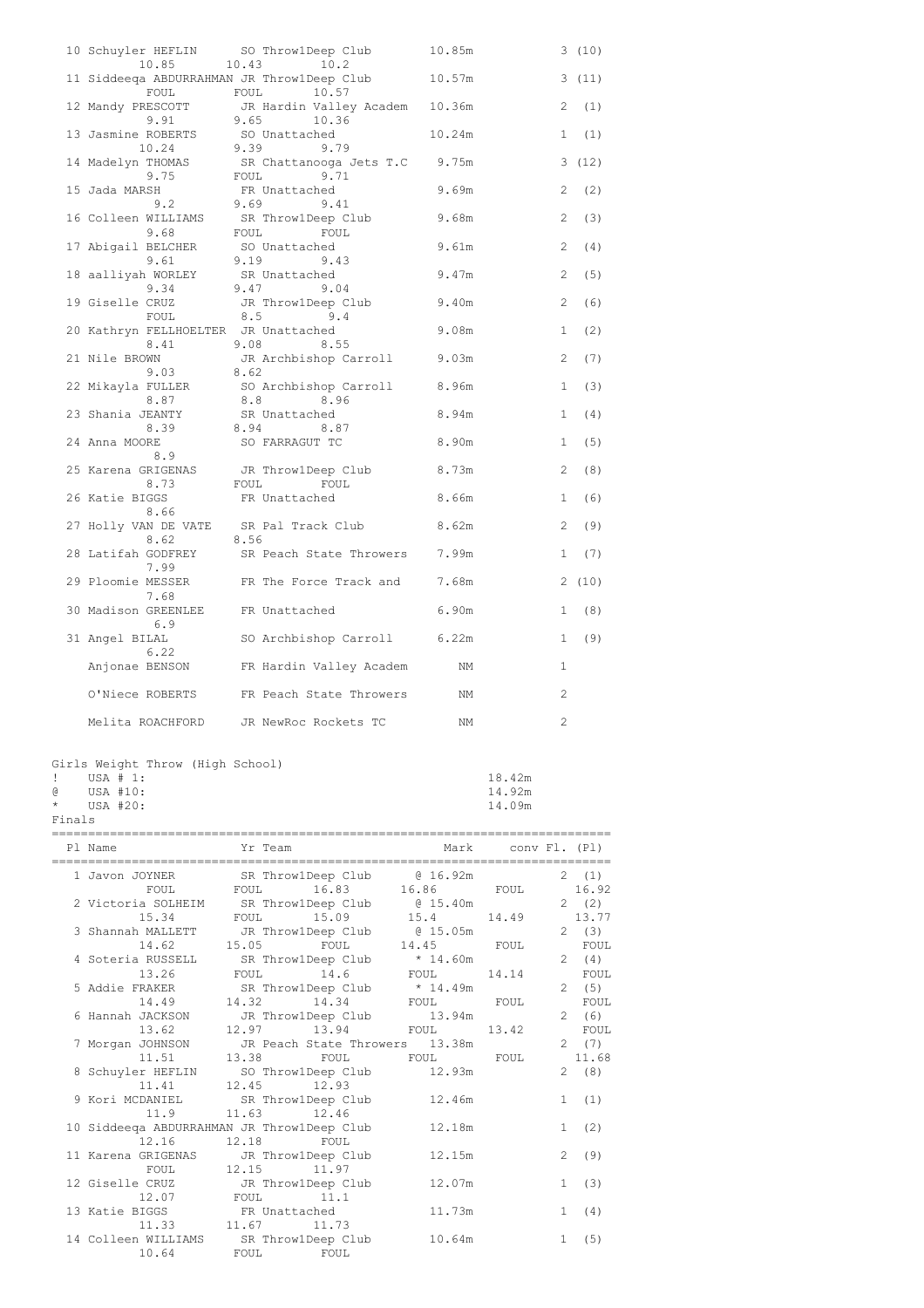```
 10 Schuyler HEFLIN      SO Throw1Deep Club       10.85m            3 (10)
        10.85       10.43        10.2
 11 Siddeeqa ABDURRAHMAN JR Throw1Deep Club       10.57m            3 (11)
         FOUL        FOUL        10.57
 12 Mandy PRESCOTT       JR Hardin Valley Academ  10.36m            2  (1)
         9.91        9.65        10.36
 13 Jasmine ROBERTS      SO Unattached            10.24m            1  (1)
        10.24        9.39        9.79
 14 Madelyn THOMAS       SR Chattanooga Jets T.C   9.75m            3 (12)
         9.75        FOUL        9.71
 15 Jada MARSH           FR Unattached             9.69m            2  (2)
          9.2        9.69        9.41
 16 Colleen WILLIAMS     SR Throw1Deep Club        9.68m            2  (3)
         9.68        FOUL        FOUL
 17 Abigail BELCHER      SO Unattached             9.61m            2  (4)
         9.61        9.19        9.43
 18 aalliyah WORLEY      SR Unattached             9.47m            2  (5)
         9.34        9.47        9.04
 19 Giselle CRUZ         JR Throw1Deep Club        9.40m            2  (6)
         FOUL         8.5         9.4
 20 Kathryn FELLHOELTER  JR Unattached             9.08m            1  (2)
         8.41        9.08        8.55
 21 Nile BROWN           JR Archbishop Carroll     9.03m            2  (7)
         9.03        8.62
 22 Mikayla FULLER       SO Archbishop Carroll     8.96m            1  (3)
         8.87         8.8        8.96
 23 Shania JEANTY        SR Unattached             8.94m            1  (4)
         8.39        8.94        8.87
 24 Anna MOORE           SO FARRAGUT TC            8.90m            1  (5)
          8.9
 25 Karena GRIGENAS      JR Throw1Deep Club        8.73m            2  (8)
         8.73        FOUL        FOUL
 26 Katie BIGGS          FR Unattached             8.66m            1  (6)
         8.66
 27 Holly VAN DE VATE    SR Pal Track Club         8.62m            2  (9)
         8.62        8.56
 28 Latifah GODFREY      SR Peach State Throwers   7.99m            1  (7)
         7.99
 29 Ploomie MESSER       FR The Force Track and    7.68m            2 (10)
         7.68
 30 Madison GREENLEE     FR Unattached             6.90m            1  (8)
          6.9
 31 Angel BILAL          SO Archbishop Carroll     6.22m            1  (9)
         6.22
    Anjonae BENSON       FR Hardin Valley Academ      NM            1

    O'Niece ROBERTS      FR Peach State Throwers      NM            2

    Melita ROACHFORD     JR NewRoc Rockets TC         NM            2


Girls Weight Throw (High School)
!    USA # 1:                                                18.42m
@    USA #10:                                                14.92m
*    USA #20:                                                14.09m
Finals

==========================================================================
  Pl Name                 Yr Team                   Mark     conv Fl. (Pl)
==========================================================================
   1 Javon JOYNER        SR Throw1Deep Club     @ 16.92m             2  (1)
          FOUL         FOUL        16.83       16.86        FOUL      16.92
   2 Victoria SOLHEIM    SR Throw1Deep Club     @ 15.40m             2  (2)
         15.34         FOUL        15.09        15.4       14.49      13.77
   3 Shannah MALLETT     JR Throw1Deep Club     @ 15.05m             2  (3)
         14.62        15.05         FOUL       14.45        FOUL       FOUL
   4 Soteria RUSSELL     SR Throw1Deep Club     * 14.60m             2  (4)
         13.26         FOUL         14.6        FOUL       14.14       FOUL
   5 Addie FRAKER        SR Throw1Deep Club     * 14.49m             2  (5)
         14.49        14.32        14.34        FOUL        FOUL       FOUL
   6 Hannah JACKSON      JR Throw1Deep Club       13.94m             2  (6)
         13.62        12.97        13.94        FOUL       13.42       FOUL
   7 Morgan JOHNSON      JR Peach State Throwers  13.38m             2  (7)
         11.51        13.38         FOUL        FOUL        FOUL      11.68
   8 Schuyler HEFLIN     SO Throw1Deep Club       12.93m             2  (8)
         11.41        12.45        12.93
   9 Kori MCDANIEL       SR Throw1Deep Club       12.46m             1  (1)
          11.9        11.63        12.46
  10 Siddeeqa ABDURRAHMAN JR Throw1Deep Club      12.18m             1  (2)
         12.16        12.18         FOUL
  11 Karena GRIGENAS     JR Throw1Deep Club       12.15m             2  (9)
          FOUL        12.15        11.97
  12 Giselle CRUZ        JR Throw1Deep Club       12.07m             1  (3)
         12.07         FOUL         11.1
  13 Katie BIGGS         FR Unattached            11.73m             1  (4)
         11.33        11.67        11.73
  14 Colleen WILLIAMS    SR Throw1Deep Club       10.64m             1  (5)
         10.64         FOUL         FOUL
```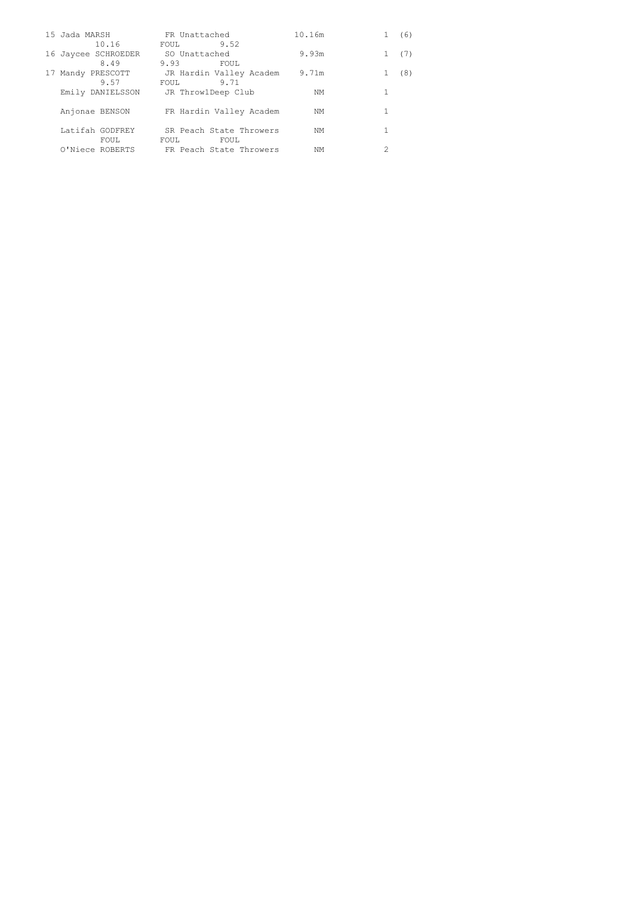```
15 Jada MARSH           FR Unattached              10.16m            1  (6)
        10.16         FOUL         9.52
16 Jaycee SCHROEDER     SO Unattached               9.93m            1  (7)
         8.49         9.93         FOUL
17 Mandy PRESCOTT       JR Hardin Valley Academ     9.71m            1  (8)
         9.57         FOUL         9.71
   Emily DANIELSSON     JR Throw1Deep Club             NM            1

   Anjonae BENSON       FR Hardin Valley Academ        NM            1

   Latifah GODFREY      SR Peach State Throwers        NM            1
         FOUL         FOUL         FOUL
   O'Niece ROBERTS      FR Peach State Throwers        NM            2
```